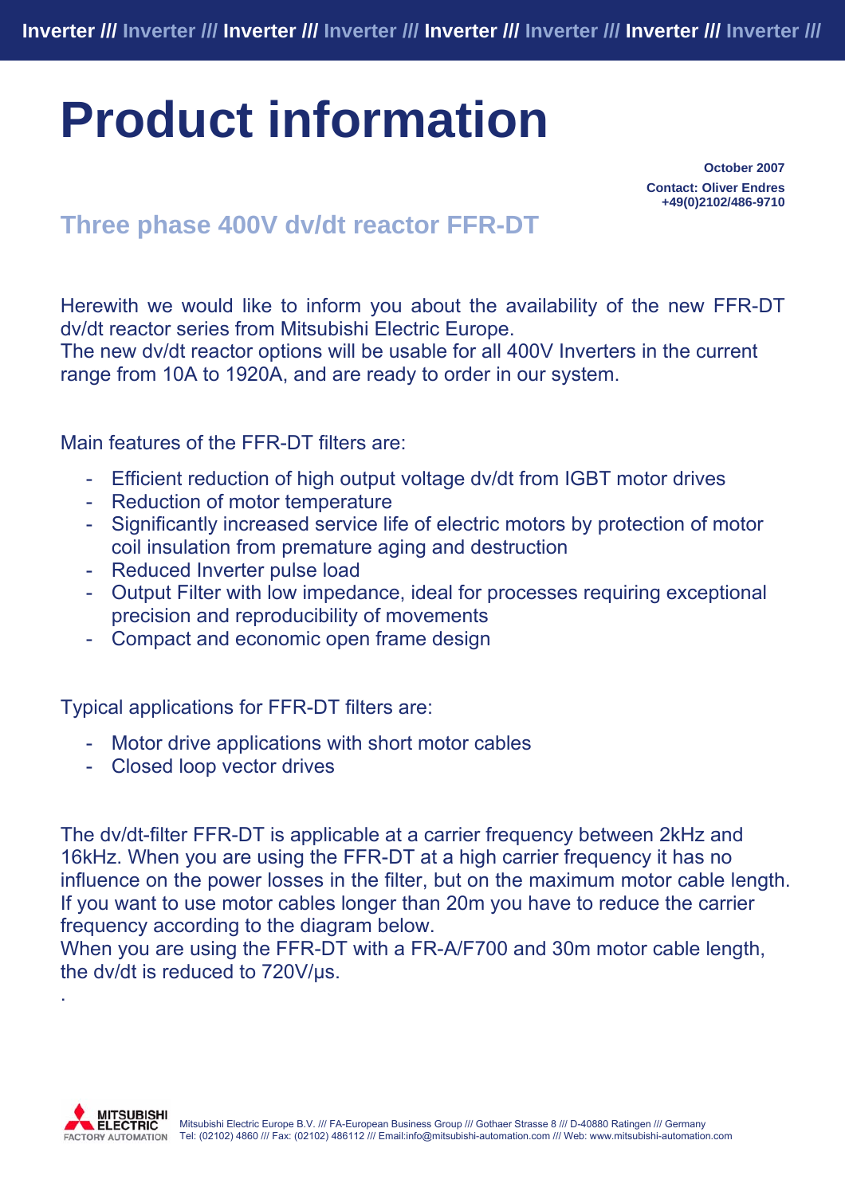# Product information

October 2007
Contact: Oliver Endres
+49(0)2102/486-9710

## Three phase 400V dv/dt reactor FFR-DT

Herewith we would like to inform you about the availability of the new FFR-DT dv/dt reactor series from Mitsubishi Electric Europe.
The new dv/dt reactor options will be usable for all 400V Inverters in the current range from 10A to 1920A, and are ready to order in our system.

Main features of the FFR-DT filters are:

- Efficient reduction of high output voltage dv/dt from IGBT motor drives
- Reduction of motor temperature
- Significantly increased service life of electric motors by protection of motor coil insulation from premature aging and destruction
- Reduced Inverter pulse load
- Output Filter with low impedance, ideal for processes requiring exceptional precision and reproducibility of movements
- Compact and economic open frame design

Typical applications for FFR-DT filters are:

- Motor drive applications with short motor cables
- Closed loop vector drives

The dv/dt-filter FFR-DT is applicable at a carrier frequency between 2kHz and 16kHz. When you are using the FFR-DT at a high carrier frequency it has no influence on the power losses in the filter, but on the maximum motor cable length. If you want to use motor cables longer than 20m you have to reduce the carrier frequency according to the diagram below.
When you are using the FFR-DT with a FR-A/F700 and 30m motor cable length, the dv/dt is reduced to 720V/µs.

.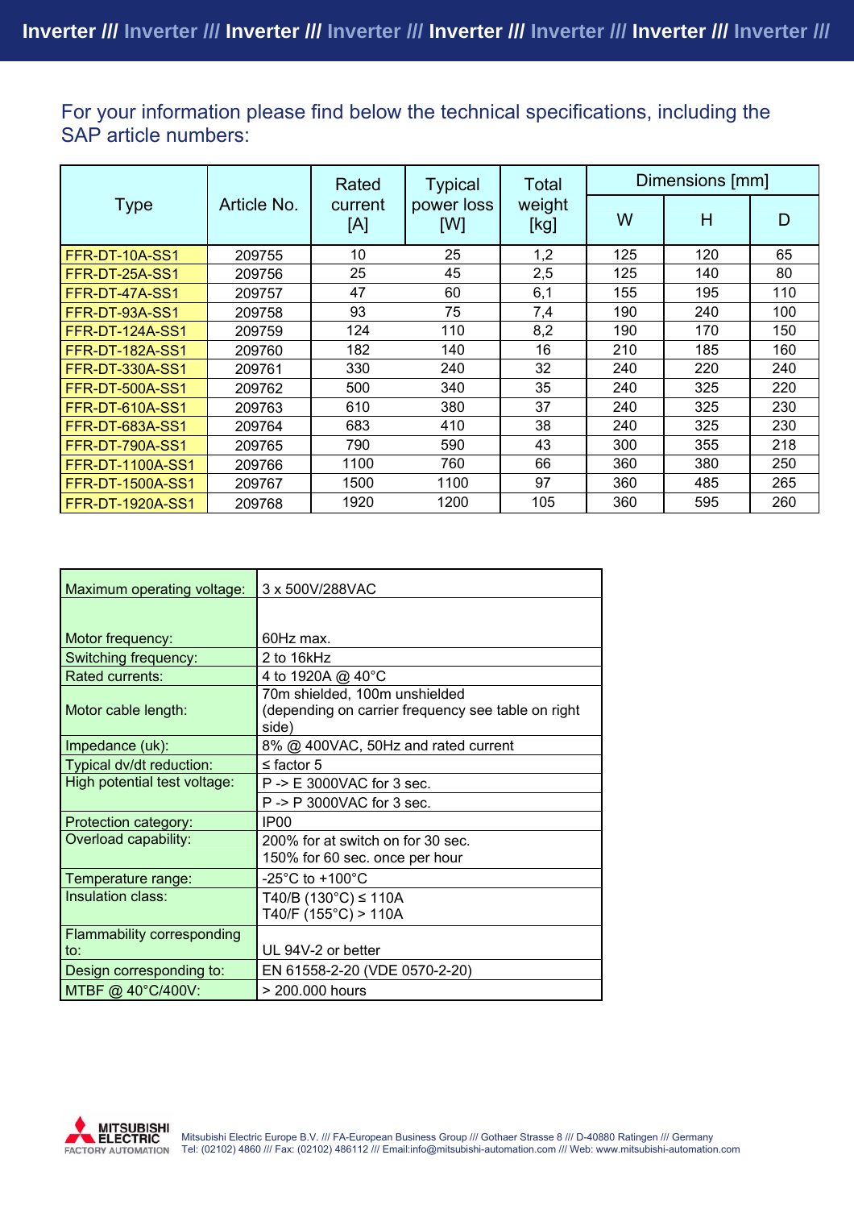For your information please find below the technical specifications, including the SAP article numbers:

| Type | Article No. | Rated current [A] | Typical power loss [W] | Total weight [kg] | Dimensions [mm] | | |
|---|---|---|---|---|---|---|---|
| | | | | | W | H | D |
| FFR-DT-10A-SS1 | 209755 | 10 | 25 | 1,2 | 125 | 120 | 65 |
| FFR-DT-25A-SS1 | 209756 | 25 | 45 | 2,5 | 125 | 140 | 80 |
| FFR-DT-47A-SS1 | 209757 | 47 | 60 | 6,1 | 155 | 195 | 110 |
| FFR-DT-93A-SS1 | 209758 | 93 | 75 | 7,4 | 190 | 240 | 100 |
| FFR-DT-124A-SS1 | 209759 | 124 | 110 | 8,2 | 190 | 170 | 150 |
| FFR-DT-182A-SS1 | 209760 | 182 | 140 | 16 | 210 | 185 | 160 |
| FFR-DT-330A-SS1 | 209761 | 330 | 240 | 32 | 240 | 220 | 240 |
| FFR-DT-500A-SS1 | 209762 | 500 | 340 | 35 | 240 | 325 | 220 |
| FFR-DT-610A-SS1 | 209763 | 610 | 380 | 37 | 240 | 325 | 230 |
| FFR-DT-683A-SS1 | 209764 | 683 | 410 | 38 | 240 | 325 | 230 |
| FFR-DT-790A-SS1 | 209765 | 790 | 590 | 43 | 300 | 355 | 218 |
| FFR-DT-1100A-SS1 | 209766 | 1100 | 760 | 66 | 360 | 380 | 250 |
| FFR-DT-1500A-SS1 | 209767 | 1500 | 1100 | 97 | 360 | 485 | 265 |
| FFR-DT-1920A-SS1 | 209768 | 1920 | 1200 | 105 | 360 | 595 | 260 |

| | |
|---|---|
| Maximum operating voltage: | 3 x 500V/288VAC |
| Motor frequency: | 60Hz max. |
| Switching frequency: | 2 to 16kHz |
| Rated currents: | 4 to 1920A @ 40°C |
| Motor cable length: | 70m shielded, 100m unshielded (depending on carrier frequency see table on right side) |
| Impedance (uk): | 8% @ 400VAC, 50Hz and rated current |
| Typical dv/dt reduction: | ≤ factor 5 |
| High potential test voltage: | P -> E 3000VAC for 3 sec. |
| | P -> P 3000VAC for 3 sec. |
| Protection category: | IP00 |
| Overload capability: | 200% for at switch on for 30 sec.<br>150% for 60 sec. once per hour |
| Temperature range: | -25°C to +100°C |
| Insulation class: | T40/B (130°C) ≤ 110A<br>T40/F (155°C) > 110A |
| Flammability corresponding to: | UL 94V-2 or better |
| Design corresponding to: | EN 61558-2-20 (VDE 0570-2-20) |
| MTBF @ 40°C/400V: | > 200.000 hours |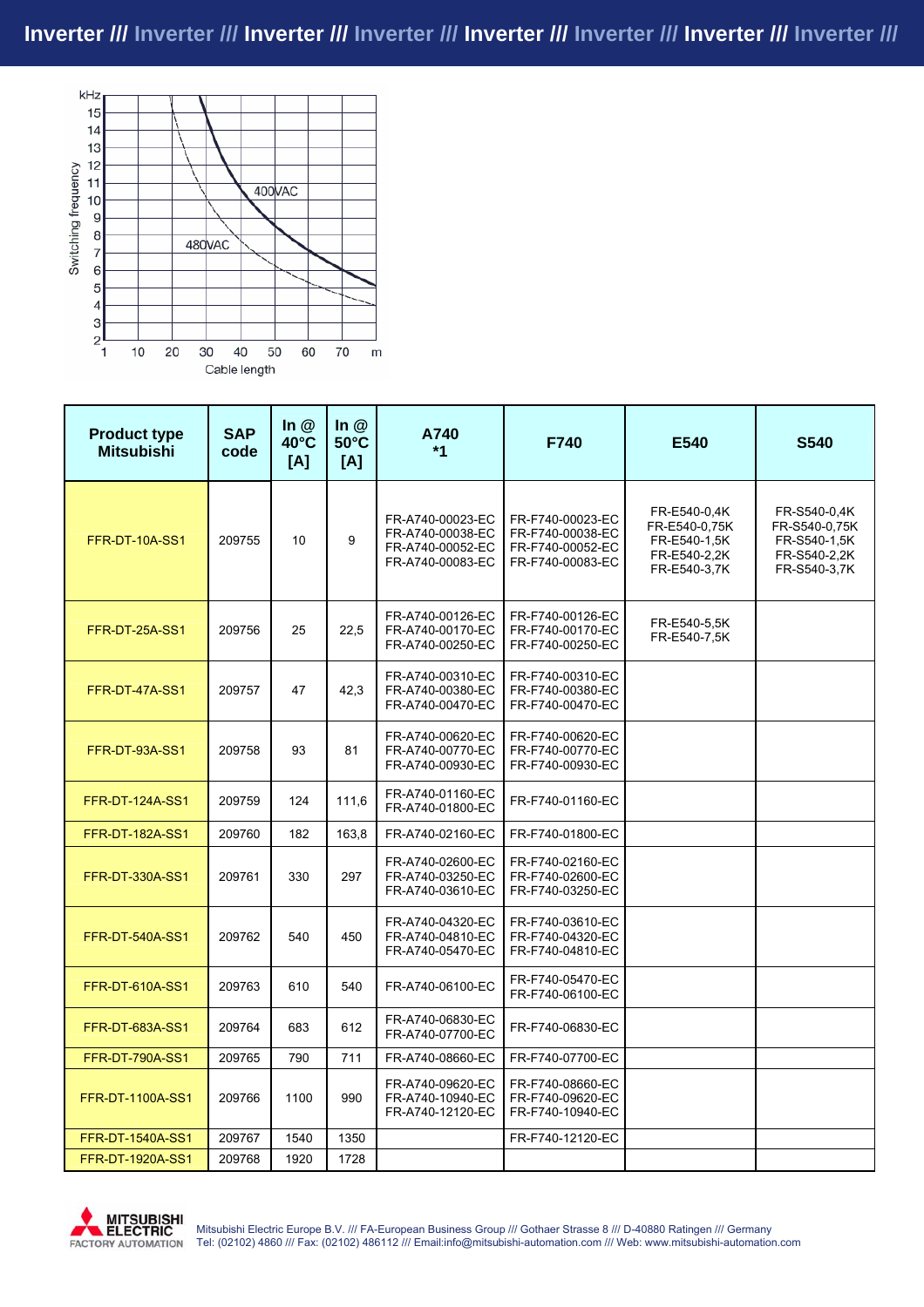kHz
15
14
13
12
11
10
9
8
7
6
5
4
3
2
Switching frequency
400VAC
480VAC
1 10 20 30 40 50 60 70 m
Cable length

| Product type Mitsubishi | SAP code | In @ 40°C [A] | In @ 50°C [A] | A740 *1 | F740 | E540 | S540 |
|---|---|---|---|---|---|---|---|
| FFR-DT-10A-SS1 | 209755 | 10 | 9 | FR-A740-00023-EC FR-A740-00038-EC FR-A740-00052-EC FR-A740-00083-EC | FR-F740-00023-EC FR-F740-00038-EC FR-F740-00052-EC FR-F740-00083-EC | FR-E540-0,4K FR-E540-0,75K FR-E540-1,5K FR-E540-2,2K FR-E540-3,7K | FR-S540-0,4K FR-S540-0,75K FR-S540-1,5K FR-S540-2,2K FR-S540-3,7K |
| FFR-DT-25A-SS1 | 209756 | 25 | 22,5 | FR-A740-00126-EC FR-A740-00170-EC FR-A740-00250-EC | FR-F740-00126-EC FR-F740-00170-EC FR-F740-00250-EC | FR-E540-5,5K FR-E540-7,5K | |
| FFR-DT-47A-SS1 | 209757 | 47 | 42,3 | FR-A740-00310-EC FR-A740-00380-EC FR-A740-00470-EC | FR-F740-00310-EC FR-F740-00380-EC FR-F740-00470-EC | | |
| FFR-DT-93A-SS1 | 209758 | 93 | 81 | FR-A740-00620-EC FR-A740-00770-EC FR-A740-00930-EC | FR-F740-00620-EC FR-F740-00770-EC FR-F740-00930-EC | | |
| FFR-DT-124A-SS1 | 209759 | 124 | 111,6 | FR-A740-01160-EC FR-A740-01800-EC | FR-F740-01160-EC | | |
| FFR-DT-182A-SS1 | 209760 | 182 | 163,8 | FR-A740-02160-EC | FR-F740-01800-EC | | |
| FFR-DT-330A-SS1 | 209761 | 330 | 297 | FR-A740-02600-EC FR-A740-03250-EC FR-A740-03610-EC | FR-F740-02160-EC FR-F740-02600-EC FR-F740-03250-EC | | |
| FFR-DT-540A-SS1 | 209762 | 540 | 450 | FR-A740-04320-EC FR-A740-04810-EC FR-A740-05470-EC | FR-F740-03610-EC FR-F740-04320-EC FR-F740-04810-EC | | |
| FFR-DT-610A-SS1 | 209763 | 610 | 540 | FR-A740-06100-EC | FR-F740-05470-EC FR-F740-06100-EC | | |
| FFR-DT-683A-SS1 | 209764 | 683 | 612 | FR-A740-06830-EC FR-A740-07700-EC | FR-F740-06830-EC | | |
| FFR-DT-790A-SS1 | 209765 | 790 | 711 | FR-A740-08660-EC | FR-F740-07700-EC | | |
| FFR-DT-1100A-SS1 | 209766 | 1100 | 990 | FR-A740-09620-EC FR-A740-10940-EC FR-A740-12120-EC | FR-F740-08660-EC FR-F740-09620-EC FR-F740-10940-EC | | |
| FFR-DT-1540A-SS1 | 209767 | 1540 | 1350 | | FR-F740-12120-EC | | |
| FFR-DT-1920A-SS1 | 209768 | 1920 | 1728 | | | | |

MITSUBISHI ELECTRIC FACTORY AUTOMATION

Mitsubishi Electric Europe B.V. /// FA-European Business Group /// Gothaer Strasse 8 /// D-40880 Ratingen /// Germany
Tel: (02102) 4860 /// Fax: (02102) 486112 /// Email:info@mitsubishi-automation.com /// Web: www.mitsubishi-automation.com